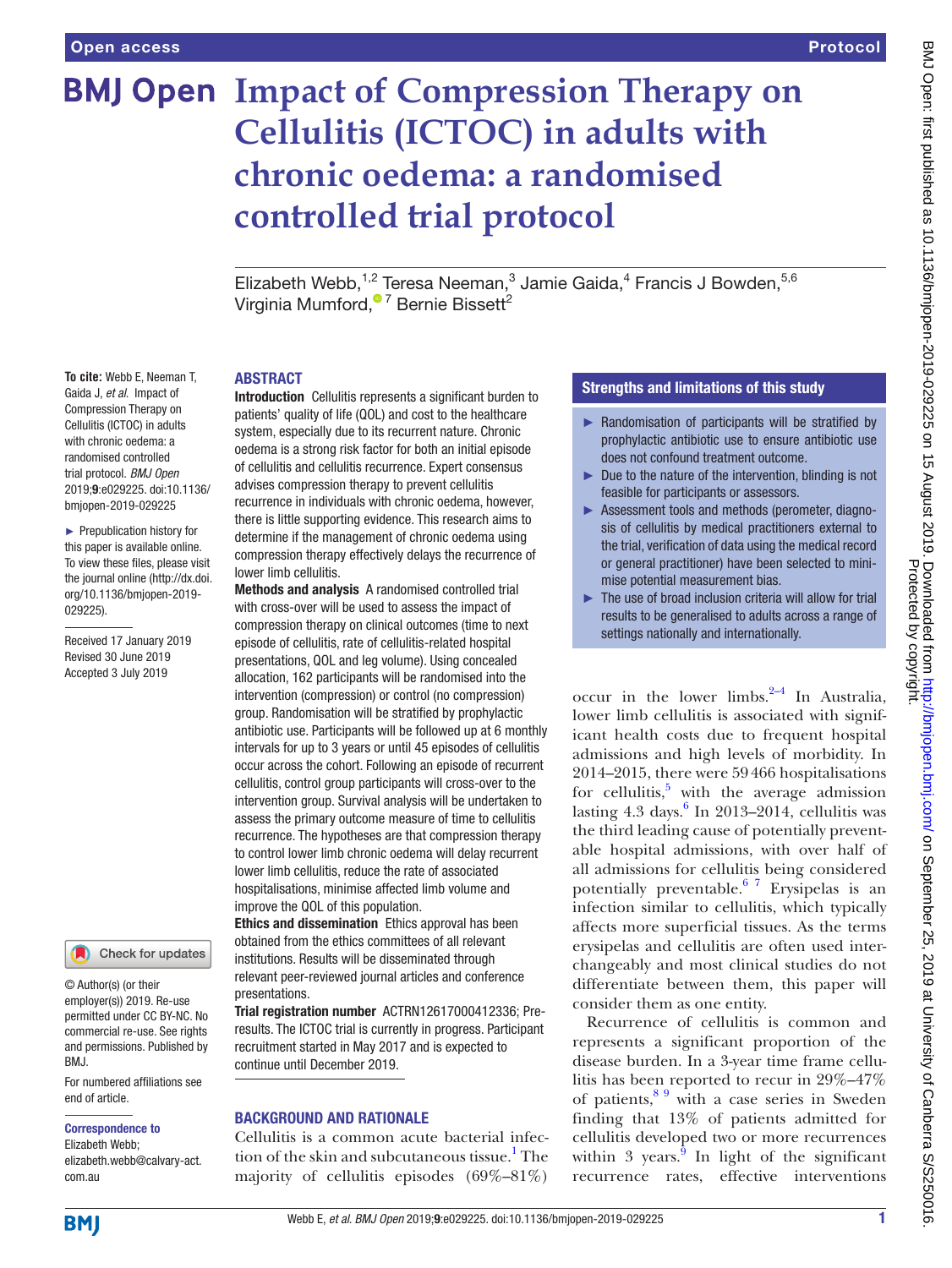# Impact of Compression Therapy on Cellulitis (ICTOC) in adults with chronic oedema: a randomised controlled trial protocol

Elizabeth Webb,[1,2] Teresa Neeman,[3] Jamie Gaida,[4] Francis J Bowden,[5,6] Virginia Mumford,[7] Bernie Bissett[2]

**To cite:** Webb E, Neeman T, Gaida J, *et al*. Impact of Compression Therapy on Cellulitis (ICTOC) in adults with chronic oedema: a randomised controlled trial protocol. *BMJ Open* 2019;**9**:e029225. doi:10.1136/bmjopen-2019-029225

► Prepublication history for this paper is available online. To view these files, please visit the journal online (http://dx.doi.org/10.1136/bmjopen-2019-029225).

Received 17 January 2019
Revised 30 June 2019
Accepted 3 July 2019

## ABSTRACT

**Introduction** Cellulitis represents a significant burden to patients' quality of life (QOL) and cost to the healthcare system, especially due to its recurrent nature. Chronic oedema is a strong risk factor for both an initial episode of cellulitis and cellulitis recurrence. Expert consensus advises compression therapy to prevent cellulitis recurrence in individuals with chronic oedema, however, there is little supporting evidence. This research aims to determine if the management of chronic oedema using compression therapy effectively delays the recurrence of lower limb cellulitis.

**Methods and analysis** A randomised controlled trial with cross-over will be used to assess the impact of compression therapy on clinical outcomes (time to next episode of cellulitis, rate of cellulitis-related hospital presentations, QOL and leg volume). Using concealed allocation, 162 participants will be randomised into the intervention (compression) or control (no compression) group. Randomisation will be stratified by prophylactic antibiotic use. Participants will be followed up at 6 monthly intervals for up to 3 years or until 45 episodes of cellulitis occur across the cohort. Following an episode of recurrent cellulitis, control group participants will cross-over to the intervention group. Survival analysis will be undertaken to assess the primary outcome measure of time to cellulitis recurrence. The hypotheses are that compression therapy to control lower limb chronic oedema will delay recurrent lower limb cellulitis, reduce the rate of associated hospitalisations, minimise affected limb volume and improve the QOL of this population.

**Ethics and dissemination** Ethics approval has been obtained from the ethics committees of all relevant institutions. Results will be disseminated through relevant peer-reviewed journal articles and conference presentations.

**Trial registration number** ACTRN12617000412336; Pre-results. The ICTOC trial is currently in progress. Participant recruitment started in May 2017 and is expected to continue until December 2019.

### Strengths and limitations of this study

- Randomisation of participants will be stratified by prophylactic antibiotic use to ensure antibiotic use does not confound treatment outcome.
- Due to the nature of the intervention, blinding is not feasible for participants or assessors.
- Assessment tools and methods (perometer, diagnosis of cellulitis by medical practitioners external to the trial, verification of data using the medical record or general practitioner) have been selected to minimise potential measurement bias.
- The use of broad inclusion criteria will allow for trial results to be generalised to adults across a range of settings nationally and internationally.

## BACKGROUND AND RATIONALE

Cellulitis is a common acute bacterial infection of the skin and subcutaneous tissue.[1] The majority of cellulitis episodes (69%–81%) occur in the lower limbs.[2–4] In Australia, lower limb cellulitis is associated with significant health costs due to frequent hospital admissions and high levels of morbidity. In 2014–2015, there were 59 466 hospitalisations for cellulitis,[5] with the average admission lasting 4.3 days.[6] In 2013–2014, cellulitis was the third leading cause of potentially preventable hospital admissions, with over half of all admissions for cellulitis being considered potentially preventable.[6 7] Erysipelas is an infection similar to cellulitis, which typically affects more superficial tissues. As the terms erysipelas and cellulitis are often used interchangeably and most clinical studies do not differentiate between them, this paper will consider them as one entity.

Recurrence of cellulitis is common and represents a significant proportion of the disease burden. In a 3-year time frame cellulitis has been reported to recur in 29%–47% of patients,[8 9] with a case series in Sweden finding that 13% of patients admitted for cellulitis developed two or more recurrences within 3 years.[9] In light of the significant recurrence rates, effective interventions

© Author(s) (or their employer(s)) 2019. Re-use permitted under CC BY-NC. No commercial re-use. See rights and permissions. Published by BMJ.

For numbered affiliations see end of article.

**Correspondence to**
Elizabeth Webb;
elizabeth.webb@calvary-act.com.au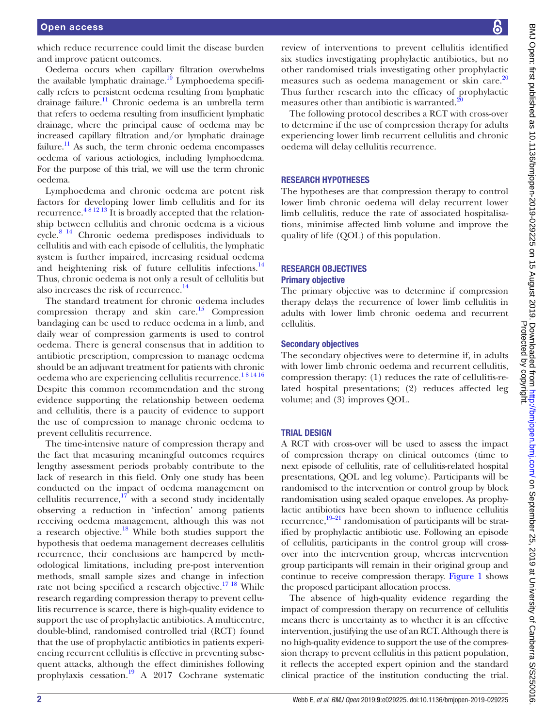which reduce recurrence could limit the disease burden and improve patient outcomes.

Oedema occurs when capillary filtration overwhelms the available lymphatic drainage.[10] Lymphoedema specifically refers to persistent oedema resulting from lymphatic drainage failure.[11] Chronic oedema is an umbrella term that refers to oedema resulting from insufficient lymphatic drainage, where the principal cause of oedema may be increased capillary filtration and/or lymphatic drainage failure.[11] As such, the term chronic oedema encompasses oedema of various aetiologies, including lymphoedema. For the purpose of this trial, we will use the term chronic oedema.

Lymphoedema and chronic oedema are potent risk factors for developing lower limb cellulitis and for its recurrence.[4 8 12 13] It is broadly accepted that the relationship between cellulitis and chronic oedema is a vicious cycle.[8 14] Chronic oedema predisposes individuals to cellulitis and with each episode of cellulitis, the lymphatic system is further impaired, increasing residual oedema and heightening risk of future cellulitis infections.[14] Thus, chronic oedema is not only a result of cellulitis but also increases the risk of recurrence.[14]

The standard treatment for chronic oedema includes compression therapy and skin care.[15] Compression bandaging can be used to reduce oedema in a limb, and daily wear of compression garments is used to control oedema. There is general consensus that in addition to antibiotic prescription, compression to manage oedema should be an adjuvant treatment for patients with chronic oedema who are experiencing cellulitis recurrence.[1 8 14 16] Despite this common recommendation and the strong evidence supporting the relationship between oedema and cellulitis, there is a paucity of evidence to support the use of compression to manage chronic oedema to prevent cellulitis recurrence.

The time-intensive nature of compression therapy and the fact that measuring meaningful outcomes requires lengthy assessment periods probably contribute to the lack of research in this field. Only one study has been conducted on the impact of oedema management on cellulitis recurrence,[17] with a second study incidentally observing a reduction in 'infection' among patients receiving oedema management, although this was not a research objective.[18] While both studies support the hypothesis that oedema management decreases cellulitis recurrence, their conclusions are hampered by methodological limitations, including pre-post intervention methods, small sample sizes and change in infection rate not being specified a research objective.[17 18] While research regarding compression therapy to prevent cellulitis recurrence is scarce, there is high-quality evidence to support the use of prophylactic antibiotics. A multicentre, double-blind, randomised controlled trial (RCT) found that the use of prophylactic antibiotics in patients experiencing recurrent cellulitis is effective in preventing subsequent attacks, although the effect diminishes following prophylaxis cessation.[19] A 2017 Cochrane systematic review of interventions to prevent cellulitis identified six studies investigating prophylactic antibiotics, but no other randomised trials investigating other prophylactic measures such as oedema management or skin care.[20] Thus further research into the efficacy of prophylactic measures other than antibiotic is warranted.[20]

The following protocol describes a RCT with cross-over to determine if the use of compression therapy for adults experiencing lower limb recurrent cellulitis and chronic oedema will delay cellulitis recurrence.

## Research hypotheses

The hypotheses are that compression therapy to control lower limb chronic oedema will delay recurrent lower limb cellulitis, reduce the rate of associated hospitalisations, minimise affected limb volume and improve the quality of life (QOL) of this population.

## Research objectives

### Primary objective

The primary objective was to determine if compression therapy delays the recurrence of lower limb cellulitis in adults with lower limb chronic oedema and recurrent cellulitis.

### Secondary objectives

The secondary objectives were to determine if, in adults with lower limb chronic oedema and recurrent cellulitis, compression therapy: (1) reduces the rate of cellulitis-related hospital presentations; (2) reduces affected leg volume; and (3) improves QOL.

## Trial design

A RCT with cross-over will be used to assess the impact of compression therapy on clinical outcomes (time to next episode of cellulitis, rate of cellulitis-related hospital presentations, QOL and leg volume). Participants will be randomised to the intervention or control group by block randomisation using sealed opaque envelopes. As prophylactic antibiotics have been shown to influence cellulitis recurrence,[19–21] randomisation of participants will be stratified by prophylactic antibiotic use. Following an episode of cellulitis, participants in the control group will cross-over into the intervention group, whereas intervention group participants will remain in their original group and continue to receive compression therapy. Figure 1 shows the proposed participant allocation process.

The absence of high-quality evidence regarding the impact of compression therapy on recurrence of cellulitis means there is uncertainty as to whether it is an effective intervention, justifying the use of an RCT. Although there is no high-quality evidence to support the use of the compression therapy to prevent cellulitis in this patient population, it reflects the accepted expert opinion and the standard clinical practice of the institution conducting the trial.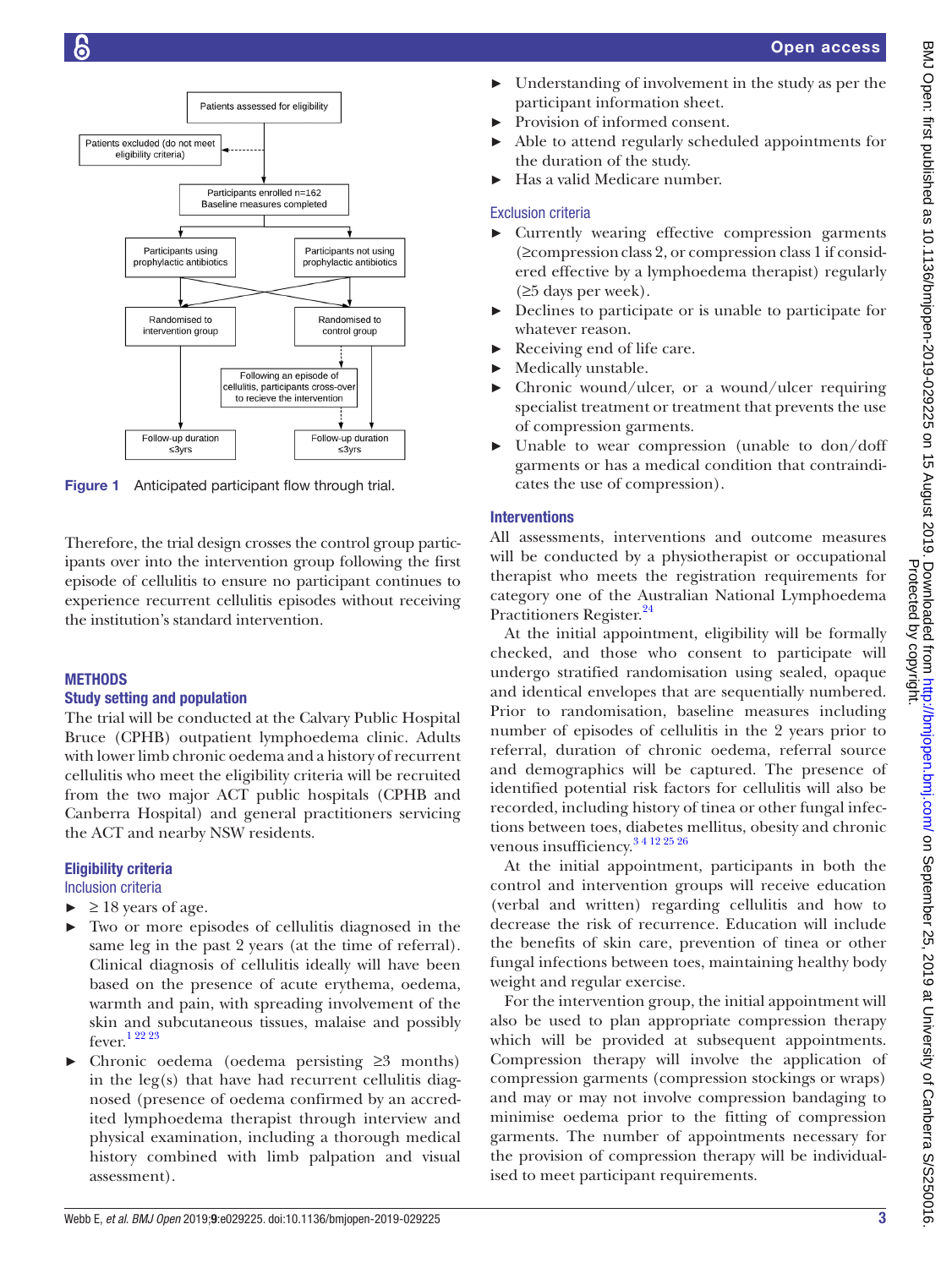Figure 1 Anticipated participant flow through trial.

Therefore, the trial design crosses the control group participants over into the intervention group following the first episode of cellulitis to ensure no participant continues to experience recurrent cellulitis episodes without receiving the institution's standard intervention.

## METHODS

### Study setting and population

The trial will be conducted at the Calvary Public Hospital Bruce (CPHB) outpatient lymphoedema clinic. Adults with lower limb chronic oedema and a history of recurrent cellulitis who meet the eligibility criteria will be recruited from the two major ACT public hospitals (CPHB and Canberra Hospital) and general practitioners servicing the ACT and nearby NSW residents.

### Eligibility criteria

#### Inclusion criteria

- ≥ 18 years of age.
- Two or more episodes of cellulitis diagnosed in the same leg in the past 2 years (at the time of referral). Clinical diagnosis of cellulitis ideally will have been based on the presence of acute erythema, oedema, warmth and pain, with spreading involvement of the skin and subcutaneous tissues, malaise and possibly fever.[1 22 23]
- Chronic oedema (oedema persisting ≥3 months) in the leg(s) that have had recurrent cellulitis diagnosed (presence of oedema confirmed by an accredited lymphoedema therapist through interview and physical examination, including a thorough medical history combined with limb palpation and visual assessment).
- Understanding of involvement in the study as per the participant information sheet.
- Provision of informed consent.
- Able to attend regularly scheduled appointments for the duration of the study.
- Has a valid Medicare number.

#### Exclusion criteria

- Currently wearing effective compression garments (≥compression class 2, or compression class 1 if considered effective by a lymphoedema therapist) regularly (≥5 days per week).
- Declines to participate or is unable to participate for whatever reason.
- Receiving end of life care.
- Medically unstable.
- Chronic wound/ulcer, or a wound/ulcer requiring specialist treatment or treatment that prevents the use of compression garments.
- Unable to wear compression (unable to don/doff garments or has a medical condition that contraindicates the use of compression).

### Interventions

All assessments, interventions and outcome measures will be conducted by a physiotherapist or occupational therapist who meets the registration requirements for category one of the Australian National Lymphoedema Practitioners Register.[24]

At the initial appointment, eligibility will be formally checked, and those who consent to participate will undergo stratified randomisation using sealed, opaque and identical envelopes that are sequentially numbered. Prior to randomisation, baseline measures including number of episodes of cellulitis in the 2 years prior to referral, duration of chronic oedema, referral source and demographics will be captured. The presence of identified potential risk factors for cellulitis will also be recorded, including history of tinea or other fungal infections between toes, diabetes mellitus, obesity and chronic venous insufficiency.[3 4 12 25 26]

At the initial appointment, participants in both the control and intervention groups will receive education (verbal and written) regarding cellulitis and how to decrease the risk of recurrence. Education will include the benefits of skin care, prevention of tinea or other fungal infections between toes, maintaining healthy body weight and regular exercise.

For the intervention group, the initial appointment will also be used to plan appropriate compression therapy which will be provided at subsequent appointments. Compression therapy will involve the application of compression garments (compression stockings or wraps) and may or may not involve compression bandaging to minimise oedema prior to the fitting of compression garments. The number of appointments necessary for the provision of compression therapy will be individualised to meet participant requirements.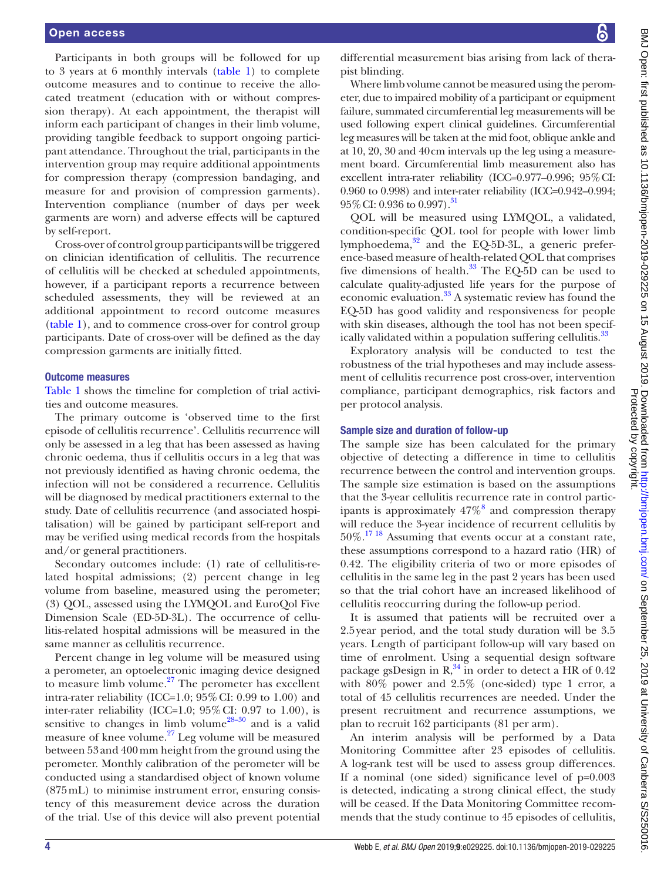Participants in both groups will be followed for up to 3 years at 6 monthly intervals (table 1) to complete outcome measures and to continue to receive the allocated treatment (education with or without compression therapy). At each appointment, the therapist will inform each participant of changes in their limb volume, providing tangible feedback to support ongoing participant attendance. Throughout the trial, participants in the intervention group may require additional appointments for compression therapy (compression bandaging, and measure for and provision of compression garments). Intervention compliance (number of days per week garments are worn) and adverse effects will be captured by self-report.

Cross-over of control group participants will be triggered on clinician identification of cellulitis. The recurrence of cellulitis will be checked at scheduled appointments, however, if a participant reports a recurrence between scheduled assessments, they will be reviewed at an additional appointment to record outcome measures (table 1), and to commence cross-over for control group participants. Date of cross-over will be defined as the day compression garments are initially fitted.

### Outcome measures

Table 1 shows the timeline for completion of trial activities and outcome measures.

The primary outcome is 'observed time to the first episode of cellulitis recurrence'. Cellulitis recurrence will only be assessed in a leg that has been assessed as having chronic oedema, thus if cellulitis occurs in a leg that was not previously identified as having chronic oedema, the infection will not be considered a recurrence. Cellulitis will be diagnosed by medical practitioners external to the study. Date of cellulitis recurrence (and associated hospitalisation) will be gained by participant self-report and may be verified using medical records from the hospitals and/or general practitioners.

Secondary outcomes include: (1) rate of cellulitis-related hospital admissions; (2) percent change in leg volume from baseline, measured using the perometer; (3) QOL, assessed using the LYMQOL and EuroQol Five Dimension Scale (ED-5D-3L). The occurrence of cellulitis-related hospital admissions will be measured in the same manner as cellulitis recurrence.

Percent change in leg volume will be measured using a perometer, an optoelectronic imaging device designed to measure limb volume.[27] The perometer has excellent intra-rater reliability (ICC=1.0; 95% CI: 0.99 to 1.00) and inter-rater reliability (ICC=1.0; 95% CI: 0.97 to 1.00), is sensitive to changes in limb volume[28–30] and is a valid measure of knee volume.[27] Leg volume will be measured between 53 and 400 mm height from the ground using the perometer. Monthly calibration of the perometer will be conducted using a standardised object of known volume (875 mL) to minimise instrument error, ensuring consistency of this measurement device across the duration of the trial. Use of this device will also prevent potential differential measurement bias arising from lack of therapist blinding.

Where limb volume cannot be measured using the perometer, due to impaired mobility of a participant or equipment failure, summated circumferential leg measurements will be used following expert clinical guidelines. Circumferential leg measures will be taken at the mid foot, oblique ankle and at 10, 20, 30 and 40 cm intervals up the leg using a measurement board. Circumferential limb measurement also has excellent intra-rater reliability (ICC=0.977–0.996; 95% CI: 0.960 to 0.998) and inter-rater reliability (ICC=0.942–0.994; 95% CI: 0.936 to 0.997).[31]

QOL will be measured using LYMQOL, a validated, condition-specific QOL tool for people with lower limb lymphoedema,[32] and the EQ-5D-3L, a generic preference-based measure of health-related QOL that comprises five dimensions of health.[33] The EQ-5D can be used to calculate quality-adjusted life years for the purpose of economic evaluation.[33] A systematic review has found the EQ-5D has good validity and responsiveness for people with skin diseases, although the tool has not been specifically validated within a population suffering cellulitis.[33]

Exploratory analysis will be conducted to test the robustness of the trial hypotheses and may include assessment of cellulitis recurrence post cross-over, intervention compliance, participant demographics, risk factors and per protocol analysis.

### Sample size and duration of follow-up

The sample size has been calculated for the primary objective of detecting a difference in time to cellulitis recurrence between the control and intervention groups. The sample size estimation is based on the assumptions that the 3-year cellulitis recurrence rate in control participants is approximately 47%[8] and compression therapy will reduce the 3-year incidence of recurrent cellulitis by 50%.[17,18] Assuming that events occur at a constant rate, these assumptions correspond to a hazard ratio (HR) of 0.42. The eligibility criteria of two or more episodes of cellulitis in the same leg in the past 2 years has been used so that the trial cohort have an increased likelihood of cellulitis reoccurring during the follow-up period.

It is assumed that patients will be recruited over a 2.5 year period, and the total study duration will be 3.5 years. Length of participant follow-up will vary based on time of enrolment. Using a sequential design software package gsDesign in R,[34] in order to detect a HR of 0.42 with 80% power and 2.5% (one-sided) type 1 error, a total of 45 cellulitis recurrences are needed. Under the present recruitment and recurrence assumptions, we plan to recruit 162 participants (81 per arm).

An interim analysis will be performed by a Data Monitoring Committee after 23 episodes of cellulitis. A log-rank test will be used to assess group differences. If a nominal (one sided) significance level of $p=0.003$ is detected, indicating a strong clinical effect, the study will be ceased. If the Data Monitoring Committee recommends that the study continue to 45 episodes of cellulitis,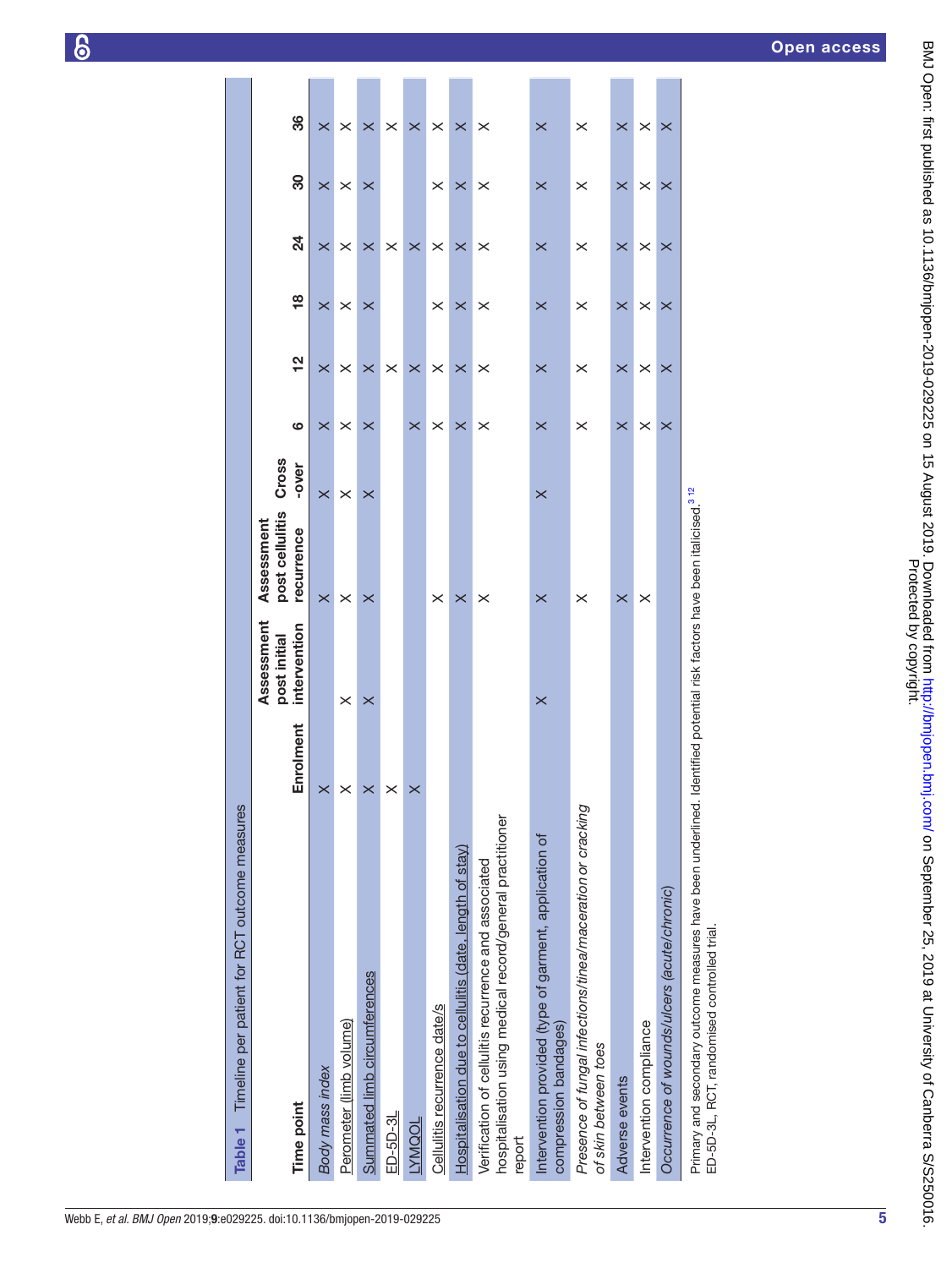**Table 1** Timeline per patient for RCT outcome measures

| Time point | Enrolment | Assessment post initial intervention | Assessment post cellulitis recurrence | Cross-over | 6 | 12 | 18 | 24 | 30 | 36 |
|---|---|---|---|---|---|---|---|---|---|---|
| *Body mass index* | × | | × | × | × | × | × | × | × | × |
| <u>Perometer (limb volume)</u> | × | × | × | × | × | × | × | × | × | × |
| <u>Summated limb circumferences</u> | × | × | × | × | × | × | × | × | × | × |
| <u>ED-5D-3L</u> | × | | | | | × | | × | | × |
| <u>LYMQOL</u> | × | | | | × | × | | × | | × |
| Cellulitis recurrence date/s | | | × | | × | × | × | × | × | × |
| <u>*Hospitalisation due to cellulitis (date, length of stay)*</u> | | | × | | × | × | × | × | × | × |
| Verification of cellulitis recurrence and associated hospitalisation using medical record/general practitioner report | | | × | | × | × | × | × | × | × |
| Intervention provided (type of garment, application of compression bandages) | | × | × | × | × | × | × | × | × | × |
| *Presence of fungal infections/tinea/maceration or cracking of skin between toes* | | | × | | × | × | × | × | × | × |
| Adverse events | | | × | | × | × | × | × | × | × |
| Intervention compliance | | | × | | × | × | × | × | × | × |
| *Occurrence of wounds/ulcers (acute/chronic)* | | | | | × | × | × | × | × | × |

Primary and secondary outcome measures have been underlined. Identified potential risk factors have been italicised.[3,12]
ED-5D-3L, RCT, randomised controlled trial.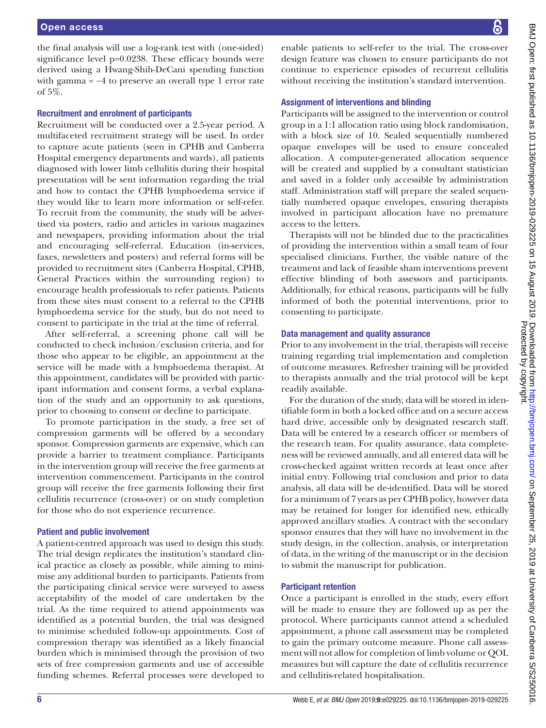the final analysis will use a log-rank test with (one-sided) significance level p=0.0238. These efficacy bounds were derived using a Hwang-Shih-DeCani spending function with gamma = −4 to preserve an overall type 1 error rate of 5%.

### Recruitment and enrolment of participants

Recruitment will be conducted over a 2.5-year period. A multifaceted recruitment strategy will be used. In order to capture acute patients (seen in CPHB and Canberra Hospital emergency departments and wards), all patients diagnosed with lower limb cellulitis during their hospital presentation will be sent information regarding the trial and how to contact the CPHB lymphoedema service if they would like to learn more information or self-refer. To recruit from the community, the study will be advertised via posters, radio and articles in various magazines and newspapers, providing information about the trial and encouraging self-referral. Education (in-services, faxes, newsletters and posters) and referral forms will be provided to recruitment sites (Canberra Hospital, CPHB, General Practices within the surrounding region) to encourage health professionals to refer patients. Patients from these sites must consent to a referral to the CPHB lymphoedema service for the study, but do not need to consent to participate in the trial at the time of referral.

After self-referral, a screening phone call will be conducted to check inclusion/exclusion criteria, and for those who appear to be eligible, an appointment at the service will be made with a lymphoedema therapist. At this appointment, candidates will be provided with participant information and consent forms, a verbal explanation of the study and an opportunity to ask questions, prior to choosing to consent or decline to participate.

To promote participation in the study, a free set of compression garments will be offered by a secondary sponsor. Compression garments are expensive, which can provide a barrier to treatment compliance. Participants in the intervention group will receive the free garments at intervention commencement. Participants in the control group will receive the free garments following their first cellulitis recurrence (cross-over) or on study completion for those who do not experience recurrence.

### Patient and public involvement

A patient-centred approach was used to design this study. The trial design replicates the institution's standard clinical practice as closely as possible, while aiming to minimise any additional burden to participants. Patients from the participating clinical service were surveyed to assess acceptability of the model of care undertaken by the trial. As the time required to attend appointments was identified as a potential burden, the trial was designed to minimise scheduled follow-up appointments. Cost of compression therapy was identified as a likely financial burden which is minimised through the provision of two sets of free compression garments and use of accessible funding schemes. Referral processes were developed to enable patients to self-refer to the trial. The cross-over design feature was chosen to ensure participants do not continue to experience episodes of recurrent cellulitis without receiving the institution's standard intervention.

### Assignment of interventions and blinding

Participants will be assigned to the intervention or control group in a 1:1 allocation ratio using block randomisation, with a block size of 10. Sealed sequentially numbered opaque envelopes will be used to ensure concealed allocation. A computer-generated allocation sequence will be created and supplied by a consultant statistician and saved in a folder only accessible by administration staff. Administration staff will prepare the sealed sequentially numbered opaque envelopes, ensuring therapists involved in participant allocation have no premature access to the letters.

Therapists will not be blinded due to the practicalities of providing the intervention within a small team of four specialised clinicians. Further, the visible nature of the treatment and lack of feasible sham interventions prevent effective blinding of both assessors and participants. Additionally, for ethical reasons, participants will be fully informed of both the potential interventions, prior to consenting to participate.

### Data management and quality assurance

Prior to any involvement in the trial, therapists will receive training regarding trial implementation and completion of outcome measures. Refresher training will be provided to therapists annually and the trial protocol will be kept readily available.

For the duration of the study, data will be stored in identifiable form in both a locked office and on a secure access hard drive, accessible only by designated research staff. Data will be entered by a research officer or members of the research team. For quality assurance, data completeness will be reviewed annually, and all entered data will be cross-checked against written records at least once after initial entry. Following trial conclusion and prior to data analysis, all data will be de-identified. Data will be stored for a minimum of 7 years as per CPHB policy, however data may be retained for longer for identified new, ethically approved ancillary studies. A contract with the secondary sponsor ensures that they will have no involvement in the study design, in the collection, analysis, or interpretation of data, in the writing of the manuscript or in the decision to submit the manuscript for publication.

### Participant retention

Once a participant is enrolled in the study, every effort will be made to ensure they are followed up as per the protocol. Where participants cannot attend a scheduled appointment, a phone call assessment may be completed to gain the primary outcome measure. Phone call assessment will not allow for completion of limb volume or QOL measures but will capture the date of cellulitis recurrence and cellulitis-related hospitalisation.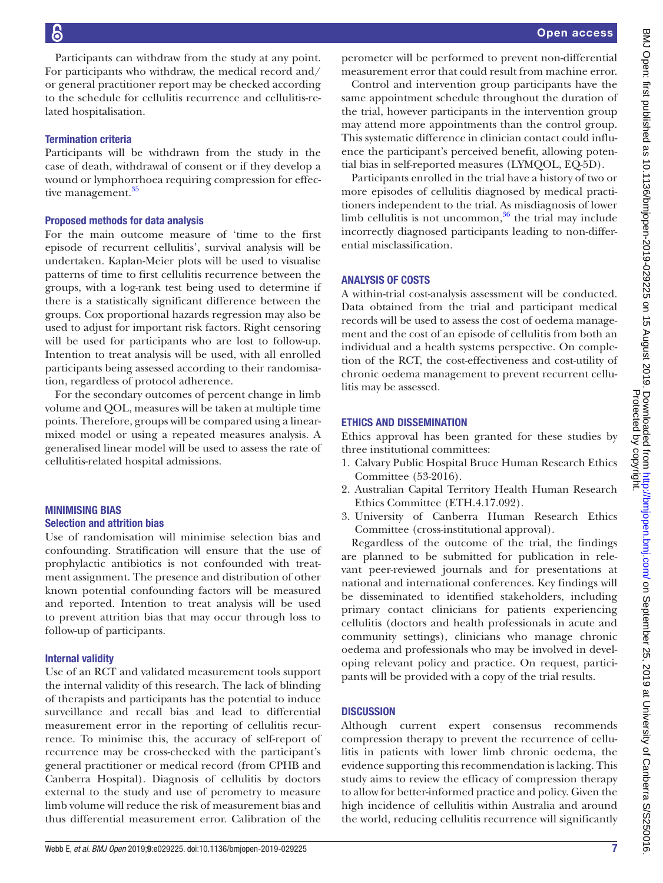Participants can withdraw from the study at any point. For participants who withdraw, the medical record and/or general practitioner report may be checked according to the schedule for cellulitis recurrence and cellulitis-related hospitalisation.

### Termination criteria

Participants will be withdrawn from the study in the case of death, withdrawal of consent or if they develop a wound or lymphorrhoea requiring compression for effective management.[35]

### Proposed methods for data analysis

For the main outcome measure of 'time to the first episode of recurrent cellulitis', survival analysis will be undertaken. Kaplan-Meier plots will be used to visualise patterns of time to first cellulitis recurrence between the groups, with a log-rank test being used to determine if there is a statistically significant difference between the groups. Cox proportional hazards regression may also be used to adjust for important risk factors. Right censoring will be used for participants who are lost to follow-up. Intention to treat analysis will be used, with all enrolled participants being assessed according to their randomisation, regardless of protocol adherence.

For the secondary outcomes of percent change in limb volume and QOL, measures will be taken at multiple time points. Therefore, groups will be compared using a linear-mixed model or using a repeated measures analysis. A generalised linear model will be used to assess the rate of cellulitis-related hospital admissions.

## MINIMISING BIAS

### Selection and attrition bias

Use of randomisation will minimise selection bias and confounding. Stratification will ensure that the use of prophylactic antibiotics is not confounded with treatment assignment. The presence and distribution of other known potential confounding factors will be measured and reported. Intention to treat analysis will be used to prevent attrition bias that may occur through loss to follow-up of participants.

### Internal validity

Use of an RCT and validated measurement tools support the internal validity of this research. The lack of blinding of therapists and participants has the potential to induce surveillance and recall bias and lead to differential measurement error in the reporting of cellulitis recurrence. To minimise this, the accuracy of self-report of recurrence may be cross-checked with the participant's general practitioner or medical record (from CPHB and Canberra Hospital). Diagnosis of cellulitis by doctors external to the study and use of perometry to measure limb volume will reduce the risk of measurement bias and thus differential measurement error. Calibration of the perometer will be performed to prevent non-differential measurement error that could result from machine error.

Control and intervention group participants have the same appointment schedule throughout the duration of the trial, however participants in the intervention group may attend more appointments than the control group. This systematic difference in clinician contact could influence the participant's perceived benefit, allowing potential bias in self-reported measures (LYMQOL, EQ-5D).

Participants enrolled in the trial have a history of two or more episodes of cellulitis diagnosed by medical practitioners independent to the trial. As misdiagnosis of lower limb cellulitis is not uncommon,[36] the trial may include incorrectly diagnosed participants leading to non-differential misclassification.

## ANALYSIS OF COSTS

A within-trial cost-analysis assessment will be conducted. Data obtained from the trial and participant medical records will be used to assess the cost of oedema management and the cost of an episode of cellulitis from both an individual and a health systems perspective. On completion of the RCT, the cost-effectiveness and cost-utility of chronic oedema management to prevent recurrent cellulitis may be assessed.

## ETHICS AND DISSEMINATION

Ethics approval has been granted for these studies by three institutional committees:

1. Calvary Public Hospital Bruce Human Research Ethics Committee (53-2016).
2. Australian Capital Territory Health Human Research Ethics Committee (ETH.4.17.092).
3. University of Canberra Human Research Ethics Committee (cross-institutional approval).

Regardless of the outcome of the trial, the findings are planned to be submitted for publication in relevant peer-reviewed journals and for presentations at national and international conferences. Key findings will be disseminated to identified stakeholders, including primary contact clinicians for patients experiencing cellulitis (doctors and health professionals in acute and community settings), clinicians who manage chronic oedema and professionals who may be involved in developing relevant policy and practice. On request, participants will be provided with a copy of the trial results.

## DISCUSSION

Although current expert consensus recommends compression therapy to prevent the recurrence of cellulitis in patients with lower limb chronic oedema, the evidence supporting this recommendation is lacking. This study aims to review the efficacy of compression therapy to allow for better-informed practice and policy. Given the high incidence of cellulitis within Australia and around the world, reducing cellulitis recurrence will significantly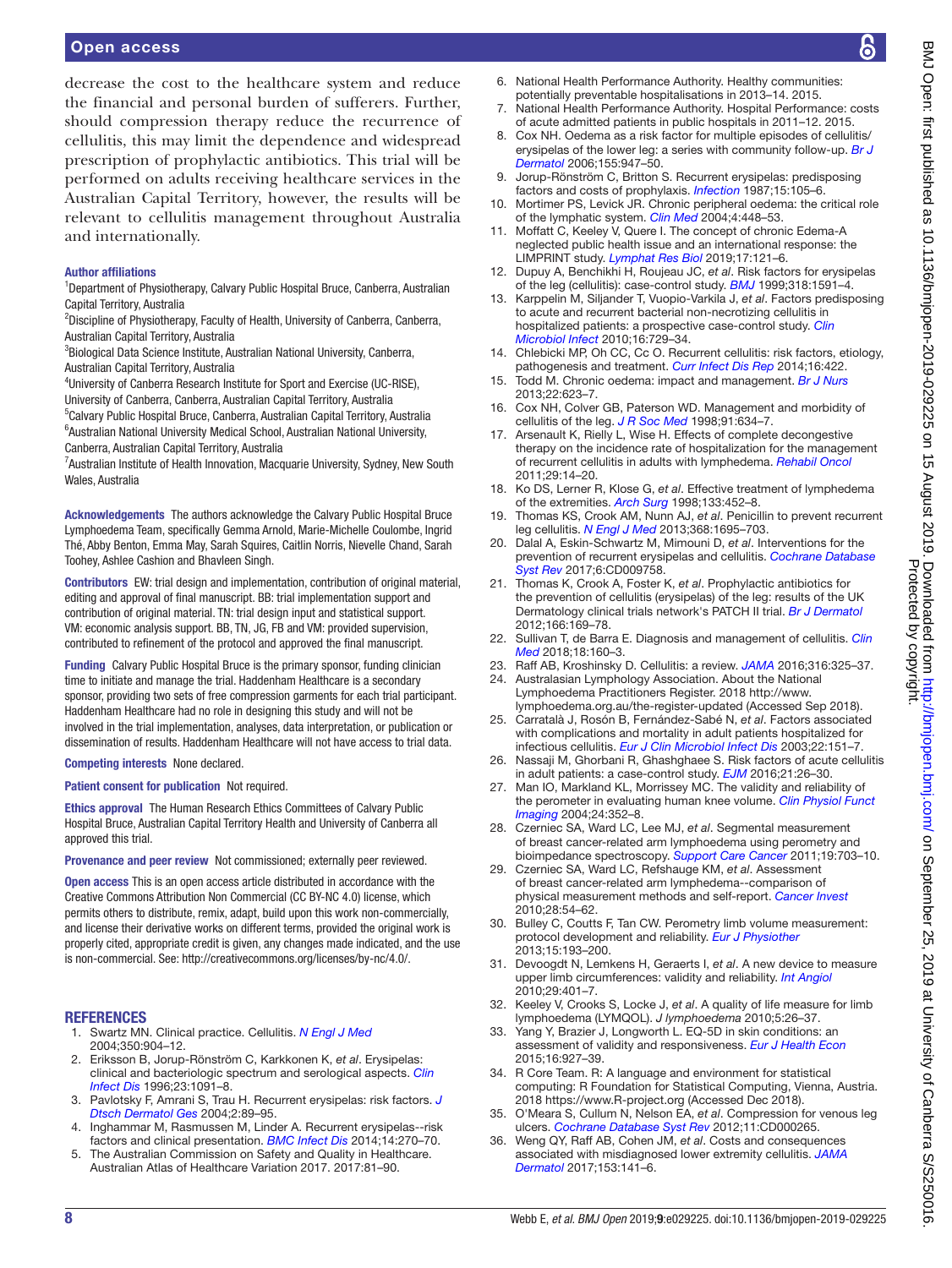decrease the cost to the healthcare system and reduce the financial and personal burden of sufferers. Further, should compression therapy reduce the recurrence of cellulitis, this may limit the dependence and widespread prescription of prophylactic antibiotics. This trial will be performed on adults receiving healthcare services in the Australian Capital Territory, however, the results will be relevant to cellulitis management throughout Australia and internationally.

**Author affiliations**

[1]Department of Physiotherapy, Calvary Public Hospital Bruce, Canberra, Australian Capital Territory, Australia
[2]Discipline of Physiotherapy, Faculty of Health, University of Canberra, Canberra, Australian Capital Territory, Australia
[3]Biological Data Science Institute, Australian National University, Canberra, Australian Capital Territory, Australia
[4]University of Canberra Research Institute for Sport and Exercise (UC-RISE), University of Canberra, Canberra, Australian Capital Territory, Australia
[5]Calvary Public Hospital Bruce, Canberra, Australian Capital Territory, Australia
[6]Australian National University Medical School, Australian National University, Canberra, Australian Capital Territory, Australia
[7]Australian Institute of Health Innovation, Macquarie University, Sydney, New South Wales, Australia

**Acknowledgements** The authors acknowledge the Calvary Public Hospital Bruce Lymphoedema Team, specifically Gemma Arnold, Marie-Michelle Coulombe, Ingrid Thé, Abby Benton, Emma May, Sarah Squires, Caitlin Norris, Nievelle Chand, Sarah Toohey, Ashlee Cashion and Bhavleen Singh.

**Contributors** EW: trial design and implementation, contribution of original material, editing and approval of final manuscript. BB: trial implementation support and contribution of original material. TN: trial design input and statistical support. VM: economic analysis support. BB, TN, JG, FB and VM: provided supervision, contributed to refinement of the protocol and approved the final manuscript.

**Funding** Calvary Public Hospital Bruce is the primary sponsor, funding clinician time to initiate and manage the trial. Haddenham Healthcare is a secondary sponsor, providing two sets of free compression garments for each trial participant. Haddenham Healthcare had no role in designing this study and will not be involved in the trial implementation, analyses, data interpretation, or publication or dissemination of results. Haddenham Healthcare will not have access to trial data.

**Competing interests** None declared.

**Patient consent for publication** Not required.

**Ethics approval** The Human Research Ethics Committees of Calvary Public Hospital Bruce, Australian Capital Territory Health and University of Canberra all approved this trial.

**Provenance and peer review** Not commissioned; externally peer reviewed.

**Open access** This is an open access article distributed in accordance with the Creative Commons Attribution Non Commercial (CC BY-NC 4.0) license, which permits others to distribute, remix, adapt, build upon this work non-commercially, and license their derivative works on different terms, provided the original work is properly cited, appropriate credit is given, any changes made indicated, and the use is non-commercial. See: http://creativecommons.org/licenses/by-nc/4.0/.

## REFERENCES

1. Swartz MN. Clinical practice. Cellulitis. *N Engl J Med* 2004;350:904–12.
2. Eriksson B, Jorup-Rönström C, Karkkonen K, *et al*. Erysipelas: clinical and bacteriologic spectrum and serological aspects. *Clin Infect Dis* 1996;23:1091–8.
3. Pavlotsky F, Amrani S, Trau H. Recurrent erysipelas: risk factors. *J Dtsch Dermatol Ges* 2004;2:89–95.
4. Inghammar M, Rasmussen M, Linder A. Recurrent erysipelas--risk factors and clinical presentation. *BMC Infect Dis* 2014;14:270–70.
5. The Australian Commission on Safety and Quality in Healthcare. Australian Atlas of Healthcare Variation 2017. 2017:81–90.
6. National Health Performance Authority. Healthy communities: potentially preventable hospitalisations in 2013–14. 2015.
7. National Health Performance Authority. Hospital Performance: costs of acute admitted patients in public hospitals in 2011–12. 2015.
8. Cox NH. Oedema as a risk factor for multiple episodes of cellulitis/erysipelas of the lower leg: a series with community follow-up. *Br J Dermatol* 2006;155:947–50.
9. Jorup-Rönström C, Britton S. Recurrent erysipelas: predisposing factors and costs of prophylaxis. *Infection* 1987;15:105–6.
10. Mortimer PS, Levick JR. Chronic peripheral oedema: the critical role of the lymphatic system. *Clin Med* 2004;4:448–53.
11. Moffatt C, Keeley V, Quere I. The concept of chronic Edema-A neglected public health issue and an international response: the LIMPRINT study. *Lymphat Res Biol* 2019;17:121–6.
12. Dupuy A, Benchikhi H, Roujeau JC, *et al*. Risk factors for erysipelas of the leg (cellulitis): case-control study. *BMJ* 1999;318:1591–4.
13. Karppelin M, Siljander T, Vuopio-Varkila J, *et al*. Factors predisposing to acute and recurrent bacterial non-necrotizing cellulitis in hospitalized patients: a prospective case-control study. *Clin Microbiol Infect* 2010;16:729–34.
14. Chlebicki MP, Oh CC, Cc O. Recurrent cellulitis: risk factors, etiology, pathogenesis and treatment. *Curr Infect Dis Rep* 2014;16:422.
15. Todd M. Chronic oedema: impact and management. *Br J Nurs* 2013;22:623–7.
16. Cox NH, Colver GB, Paterson WD. Management and morbidity of cellulitis of the leg. *J R Soc Med* 1998;91:634–7.
17. Arsenault K, Rielly L, Wise H. Effects of complete decongestive therapy on the incidence rate of hospitalization for the management of recurrent cellulitis in adults with lymphedema. *Rehabil Oncol* 2011;29:14–20.
18. Ko DS, Lerner R, Klose G, *et al*. Effective treatment of lymphedema of the extremities. *Arch Surg* 1998;133:452–8.
19. Thomas KS, Crook AM, Nunn AJ, *et al*. Penicillin to prevent recurrent leg cellulitis. *N Engl J Med* 2013;368:1695–703.
20. Dalal A, Eskin-Schwartz M, Mimouni D, *et al*. Interventions for the prevention of recurrent erysipelas and cellulitis. *Cochrane Database Syst Rev* 2017;6:CD009758.
21. Thomas K, Crook A, Foster K, *et al*. Prophylactic antibiotics for the prevention of cellulitis (erysipelas) of the leg: results of the UK Dermatology clinical trials network's PATCH II trial. *Br J Dermatol* 2012;166:169–78.
22. Sullivan T, de Barra E. Diagnosis and management of cellulitis. *Clin Med* 2018;18:160–3.
23. Raff AB, Kroshinsky D. Cellulitis: a review. *JAMA* 2016;316:325–37.
24. Australasian Lymphology Association. About the National Lymphoedema Practitioners Register. 2018 http://www.lymphoedema.org.au/the-register-updated (Accessed Sep 2018).
25. Carratalà J, Rosón B, Fernández-Sabé N, *et al*. Factors associated with complications and mortality in adult patients hospitalized for infectious cellulitis. *Eur J Clin Microbiol Infect Dis* 2003;22:151–7.
26. Nassaji M, Ghorbani R, Ghashghaee S. Risk factors of acute cellulitis in adult patients: a case-control study. *EJM* 2016;21:26–30.
27. Man IO, Markland KL, Morrissey MC. The validity and reliability of the perometer in evaluating human knee volume. *Clin Physiol Funct Imaging* 2004;24:352–8.
28. Czerniec SA, Ward LC, Lee MJ, *et al*. Segmental measurement of breast cancer-related arm lymphoedema using perometry and bioimpedance spectroscopy. *Support Care Cancer* 2011;19:703–10.
29. Czerniec SA, Ward LC, Refshauge KM, *et al*. Assessment of breast cancer-related arm lymphedema--comparison of physical measurement methods and self-report. *Cancer Invest* 2010;28:54–62.
30. Bulley C, Coutts F, Tan CW. Perometry limb volume measurement: protocol development and reliability. *Eur J Physiother* 2013;15:193–200.
31. Devoogdt N, Lemkens H, Geraerts I, *et al*. A new device to measure upper limb circumferences: validity and reliability. *Int Angiol* 2010;29:401–7.
32. Keeley V, Crooks S, Locke J, *et al*. A quality of life measure for limb lymphoedema (LYMQOL). *J lymphoedema* 2010;5:26–37.
33. Yang Y, Brazier J, Longworth L. EQ-5D in skin conditions: an assessment of validity and responsiveness. *Eur J Health Econ* 2015;16:927–39.
34. R Core Team. R: A language and environment for statistical computing: R Foundation for Statistical Computing, Vienna, Austria. 2018 https://www.R-project.org (Accessed Dec 2018).
35. O'Meara S, Cullum N, Nelson EA, *et al*. Compression for venous leg ulcers. *Cochrane Database Syst Rev* 2012;11:CD000265.
36. Weng QY, Raff AB, Cohen JM, *et al*. Costs and consequences associated with misdiagnosed lower extremity cellulitis. *JAMA Dermatol* 2017;153:141–6.